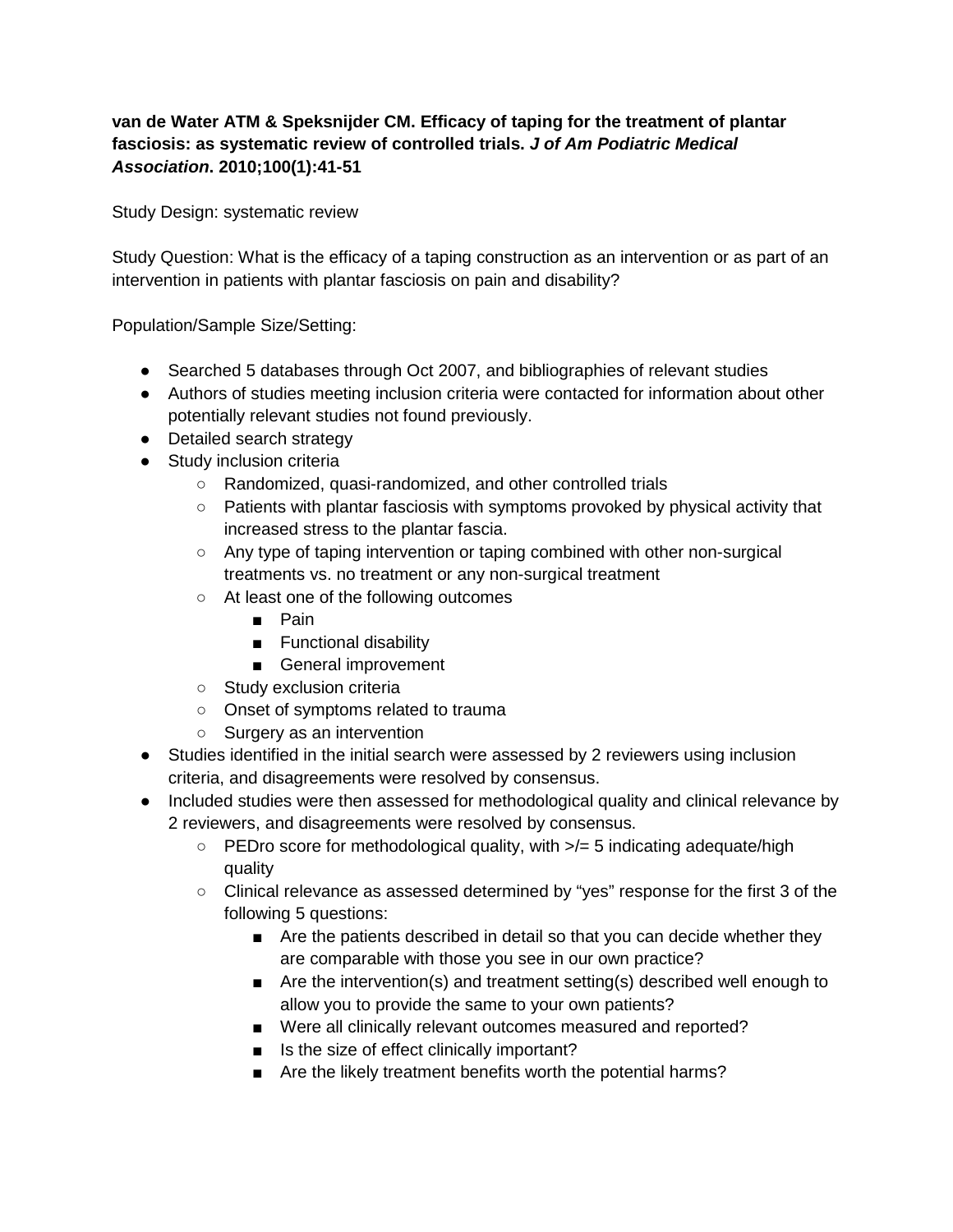**van de Water ATM & Speksnijder CM. Efficacy of taping for the treatment of plantar fasciosis: as systematic review of controlled trials. *J of Am Podiatric Medical Association*. 2010;100(1):41-51**

Study Design: systematic review

Study Question: What is the efficacy of a taping construction as an intervention or as part of an intervention in patients with plantar fasciosis on pain and disability?

Population/Sample Size/Setting:

- Searched 5 databases through Oct 2007, and bibliographies of relevant studies
- Authors of studies meeting inclusion criteria were contacted for information about other potentially relevant studies not found previously.
- Detailed search strategy
- Study inclusion criteria
  - Randomized, quasi-randomized, and other controlled trials
  - Patients with plantar fasciosis with symptoms provoked by physical activity that increased stress to the plantar fascia.
  - Any type of taping intervention or taping combined with other non-surgical treatments vs. no treatment or any non-surgical treatment
  - At least one of the following outcomes
    - Pain
    - Functional disability
    - General improvement
  - Study exclusion criteria
  - Onset of symptoms related to trauma
  - Surgery as an intervention
- Studies identified in the initial search were assessed by 2 reviewers using inclusion criteria, and disagreements were resolved by consensus.
- Included studies were then assessed for methodological quality and clinical relevance by 2 reviewers, and disagreements were resolved by consensus.
  - PEDro score for methodological quality, with >/= 5 indicating adequate/high quality
  - Clinical relevance as assessed determined by "yes" response for the first 3 of the following 5 questions:
    - Are the patients described in detail so that you can decide whether they are comparable with those you see in our own practice?
    - Are the intervention(s) and treatment setting(s) described well enough to allow you to provide the same to your own patients?
    - Were all clinically relevant outcomes measured and reported?
    - Is the size of effect clinically important?
    - Are the likely treatment benefits worth the potential harms?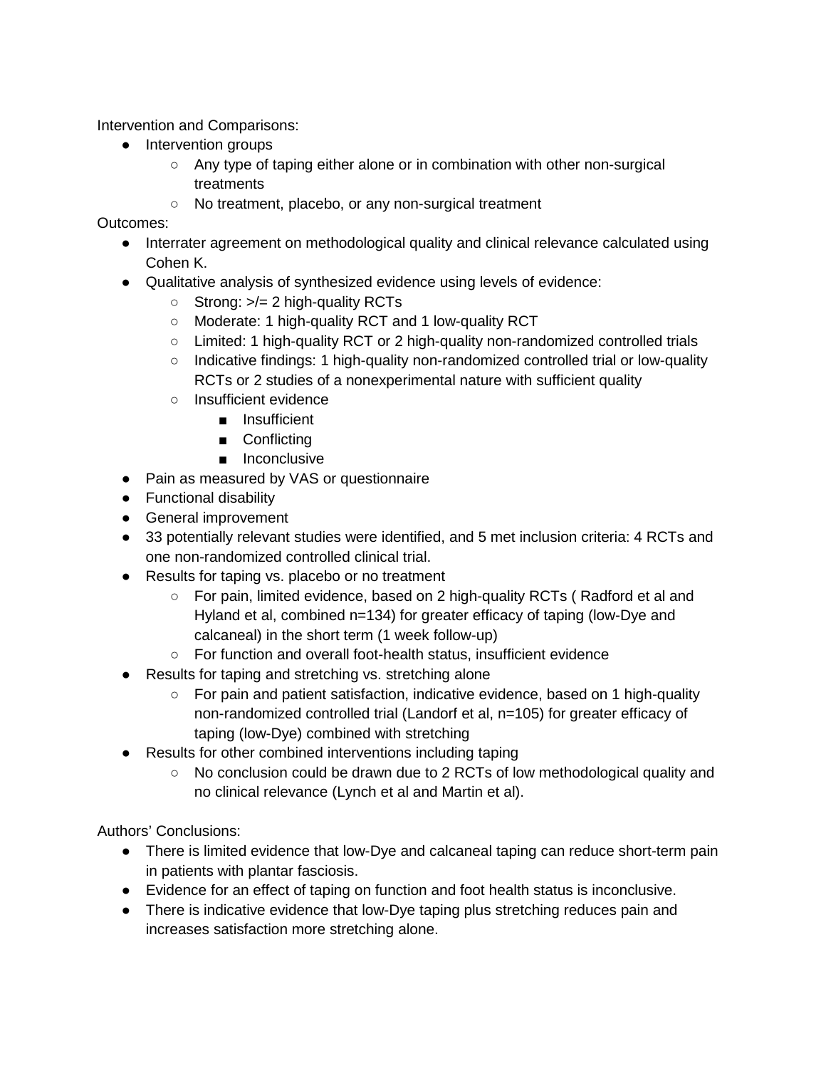Intervention and Comparisons:

- Intervention groups
  - Any type of taping either alone or in combination with other non-surgical treatments
  - No treatment, placebo, or any non-surgical treatment

Outcomes:

- Interrater agreement on methodological quality and clinical relevance calculated using Cohen K.
- Qualitative analysis of synthesized evidence using levels of evidence:
  - Strong: >/= 2 high-quality RCTs
  - Moderate: 1 high-quality RCT and 1 low-quality RCT
  - Limited: 1 high-quality RCT or 2 high-quality non-randomized controlled trials
  - Indicative findings: 1 high-quality non-randomized controlled trial or low-quality RCTs or 2 studies of a nonexperimental nature with sufficient quality
  - Insufficient evidence
    - Insufficient
    - Conflicting
    - Inconclusive
- Pain as measured by VAS or questionnaire
- Functional disability
- General improvement
- 33 potentially relevant studies were identified, and 5 met inclusion criteria: 4 RCTs and one non-randomized controlled clinical trial.
- Results for taping vs. placebo or no treatment
  - For pain, limited evidence, based on 2 high-quality RCTs ( Radford et al and Hyland et al, combined n=134) for greater efficacy of taping (low-Dye and calcaneal) in the short term (1 week follow-up)
  - For function and overall foot-health status, insufficient evidence
- Results for taping and stretching vs. stretching alone
  - For pain and patient satisfaction, indicative evidence, based on 1 high-quality non-randomized controlled trial (Landorf et al, n=105) for greater efficacy of taping (low-Dye) combined with stretching
- Results for other combined interventions including taping
  - No conclusion could be drawn due to 2 RCTs of low methodological quality and no clinical relevance (Lynch et al and Martin et al).

Authors' Conclusions:

- There is limited evidence that low-Dye and calcaneal taping can reduce short-term pain in patients with plantar fasciosis.
- Evidence for an effect of taping on function and foot health status is inconclusive.
- There is indicative evidence that low-Dye taping plus stretching reduces pain and increases satisfaction more stretching alone.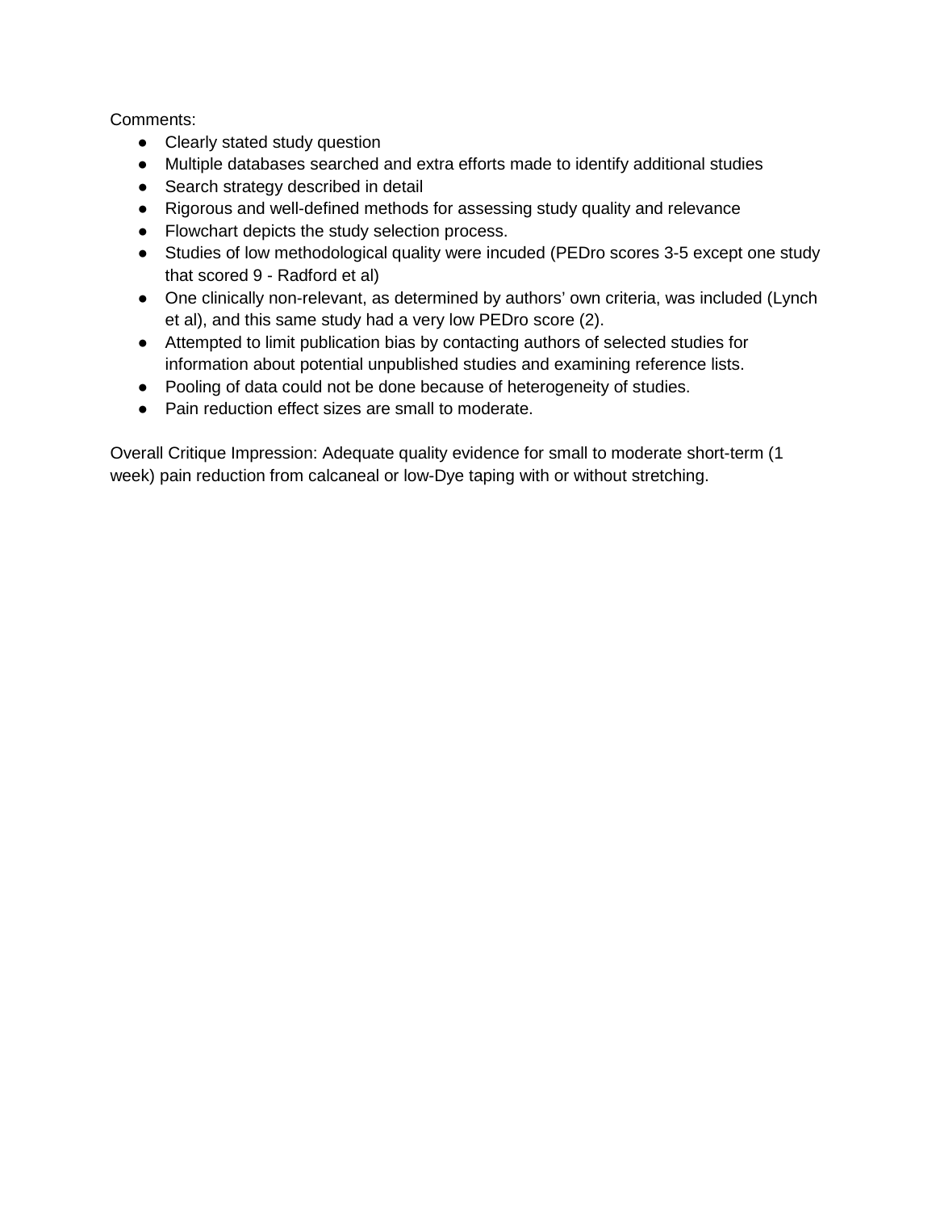Comments:

- Clearly stated study question
- Multiple databases searched and extra efforts made to identify additional studies
- Search strategy described in detail
- Rigorous and well-defined methods for assessing study quality and relevance
- Flowchart depicts the study selection process.
- Studies of low methodological quality were incuded (PEDro scores 3-5 except one study that scored 9 - Radford et al)
- One clinically non-relevant, as determined by authors' own criteria, was included (Lynch et al), and this same study had a very low PEDro score (2).
- Attempted to limit publication bias by contacting authors of selected studies for information about potential unpublished studies and examining reference lists.
- Pooling of data could not be done because of heterogeneity of studies.
- Pain reduction effect sizes are small to moderate.

Overall Critique Impression: Adequate quality evidence for small to moderate short-term (1 week) pain reduction from calcaneal or low-Dye taping with or without stretching.